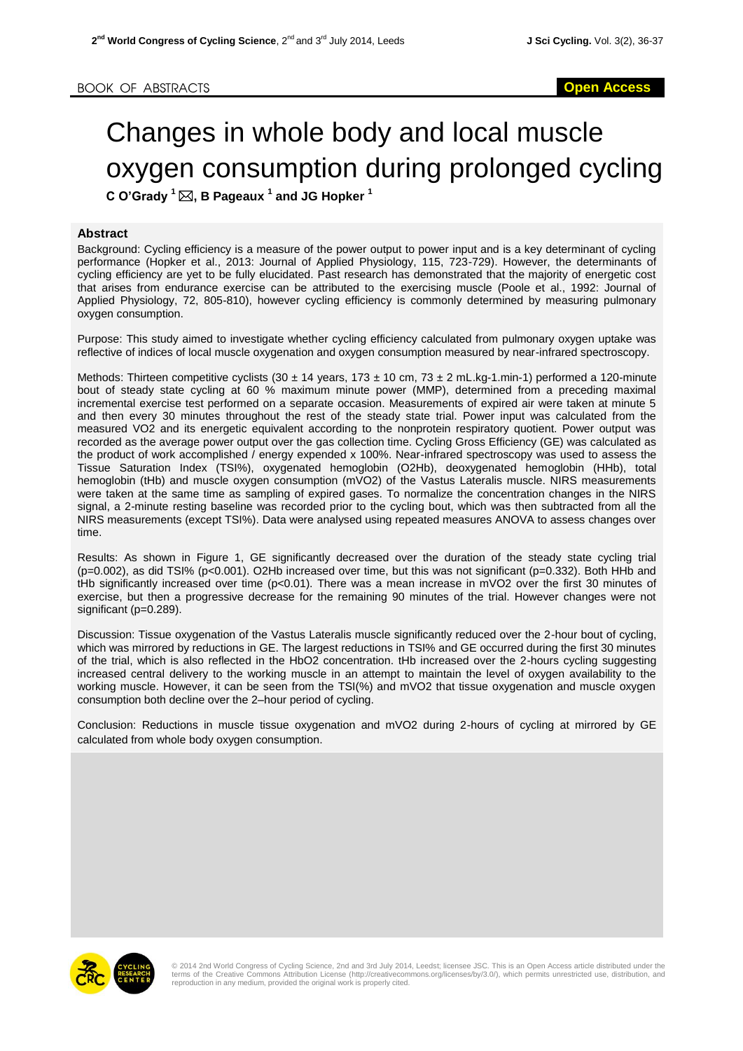BOOK OF ABSTRACTS

**Open Access**

# Changes in whole body and local muscle oxygen consumption during prolonged cycling

**C O'Grady [1] ✉, B Pageaux [1] and JG Hopker [1]**

## Abstract

Background: Cycling efficiency is a measure of the power output to power input and is a key determinant of cycling performance (Hopker et al., 2013: Journal of Applied Physiology, 115, 723-729). However, the determinants of cycling efficiency are yet to be fully elucidated. Past research has demonstrated that the majority of energetic cost that arises from endurance exercise can be attributed to the exercising muscle (Poole et al., 1992: Journal of Applied Physiology, 72, 805-810), however cycling efficiency is commonly determined by measuring pulmonary oxygen consumption.

Purpose: This study aimed to investigate whether cycling efficiency calculated from pulmonary oxygen uptake was reflective of indices of local muscle oxygenation and oxygen consumption measured by near-infrared spectroscopy.

Methods: Thirteen competitive cyclists (30 ± 14 years, 173 ± 10 cm, 73 ± 2 mL.kg-1.min-1) performed a 120-minute bout of steady state cycling at 60 % maximum minute power (MMP), determined from a preceding maximal incremental exercise test performed on a separate occasion. Measurements of expired air were taken at minute 5 and then every 30 minutes throughout the rest of the steady state trial. Power input was calculated from the measured $VO_2$ and its energetic equivalent according to the nonprotein respiratory quotient. Power output was recorded as the average power output over the gas collection time. Cycling Gross Efficiency (GE) was calculated as the product of work accomplished / energy expended x 100%. Near-infrared spectroscopy was used to assess the Tissue Saturation Index (TSI%), oxygenated hemoglobin ($O_2Hb$), deoxygenated hemoglobin (HHb), total hemoglobin (tHb) and muscle oxygen consumption ($mVO_2$) of the Vastus Lateralis muscle. NIRS measurements were taken at the same time as sampling of expired gases. To normalize the concentration changes in the NIRS signal, a 2-minute resting baseline was recorded prior to the cycling bout, which was then subtracted from all the NIRS measurements (except TSI%). Data were analysed using repeated measures ANOVA to assess changes over time.

Results: As shown in Figure 1, GE significantly decreased over the duration of the steady state cycling trial ($p=0.002$), as did TSI% ($p<0.001$). $O_2Hb$ increased over time, but this was not significant ($p=0.332$). Both HHb and tHb significantly increased over time ($p<0.01$). There was a mean increase in $mVO_2$ over the first 30 minutes of exercise, but then a progressive decrease for the remaining 90 minutes of the trial. However changes were not significant ($p=0.289$).

Discussion: Tissue oxygenation of the Vastus Lateralis muscle significantly reduced over the 2-hour bout of cycling, which was mirrored by reductions in GE. The largest reductions in TSI% and GE occurred during the first 30 minutes of the trial, which is also reflected in the $HbO_2$ concentration. tHb increased over the 2-hours cycling suggesting increased central delivery to the working muscle in an attempt to maintain the level of oxygen availability to the working muscle. However, it can be seen from the TSI(%) and $mVO_2$ that tissue oxygenation and muscle oxygen consumption both decline over the 2–hour period of cycling.

Conclusion: Reductions in muscle tissue oxygenation and $mVO_2$ during 2-hours of cycling at mirrored by GE calculated from whole body oxygen consumption.

© 2014 2nd World Congress of Cycling Science, 2nd and 3rd July 2014, Leedst; licensee JSC. This is an Open Access article distributed under the terms of the Creative Commons Attribution License (http://creativecommons.org/licenses/by/3.0/), which permits unrestricted use, distribution, and reproduction in any medium, provided the original work is properly cited.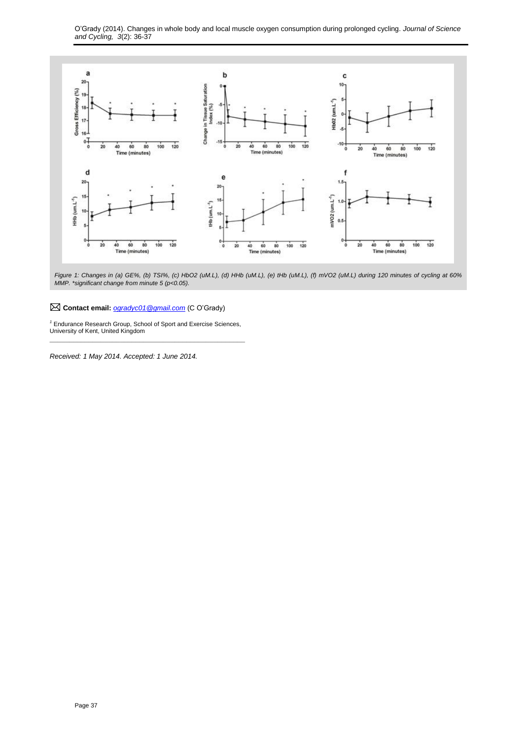a

20
19
18
17
16
0

Gross Efficiency (%)

0 20 40 60 80 100 120

Time (minutes)

b

0
-5
-10
-15

Change in Tissue Saturation Index (%)

0 20 40 60 80 100 120

Time (minutes)

c

10
5
0
-5
-10

Hb02 (um.L$^{-1}$)

0 20 40 60 80 100 120

Time (minutes)

d

20
15
10
5
0

HHb (um.L$^{-1}$)

0 20 40 60 80 100 120

Time (minutes)

e

20
15
10
5
0

tHb (um.L$^{-1}$)

0 20 40 60 80 100 120

Time (minutes)

f

1.5
1.0
0.5
0

mVO2 (um.L$^{-1}$)

0 20 40 60 80 100 120

Time (minutes)

*Figure 1: Changes in (a) GE%, (b) TSI%, (c) HbO2 (uM.L), (d) HHb (uM.L), (e) tHb (uM.L), (f) mVO2 (uM.L) during 120 minutes of cycling at 60% MMP. *significant change from minute 5 ($p<0.05$).*

✉ **Contact email:** ogradyc01@gmail.com (C O'Grady)

[1] Endurance Research Group, School of Sport and Exercise Sciences, University of Kent, United Kingdom

*Received: 1 May 2014. Accepted: 1 June 2014.*